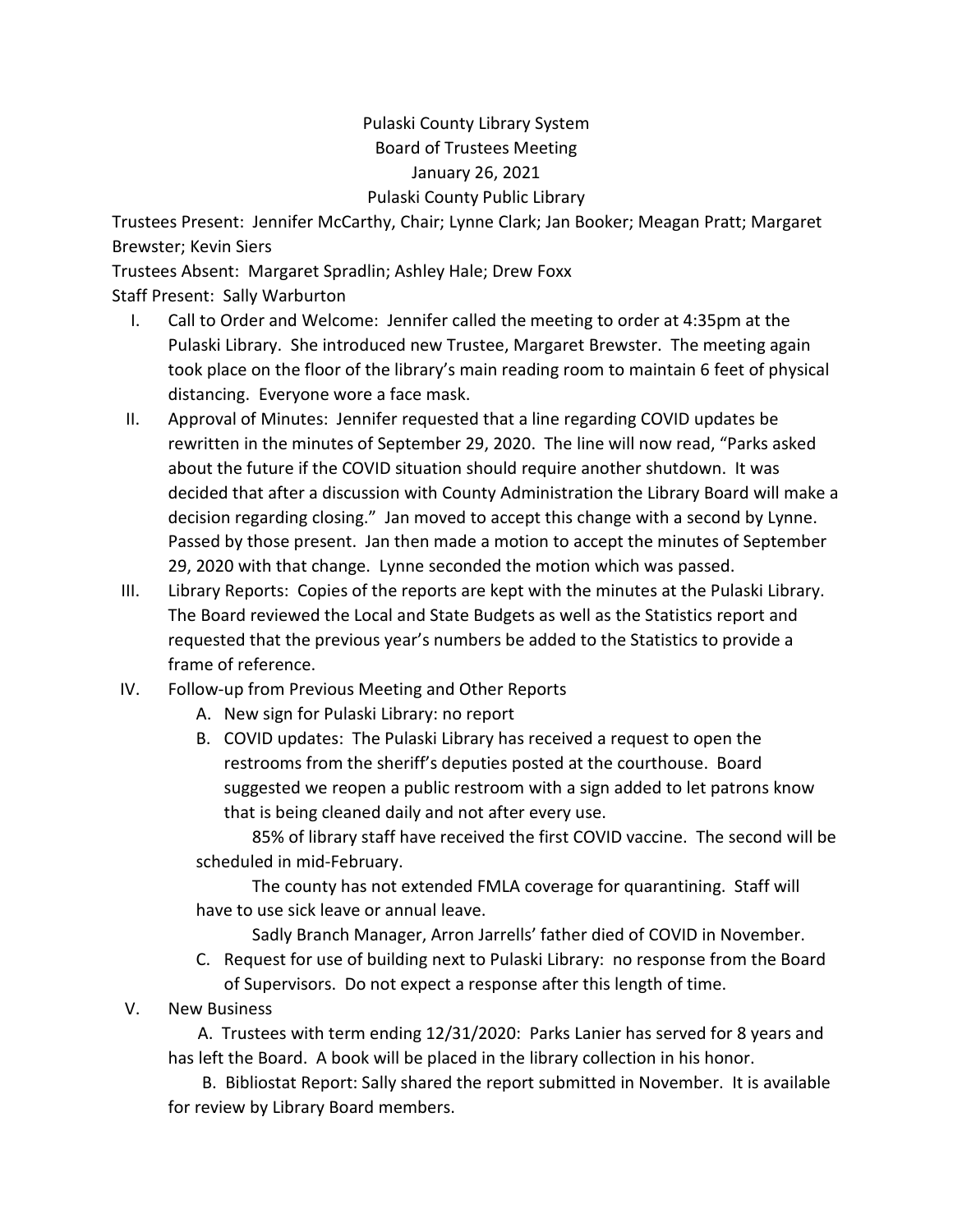Pulaski County Library System
Board of Trustees Meeting
January 26, 2021
Pulaski County Public Library

Trustees Present: Jennifer McCarthy, Chair; Lynne Clark; Jan Booker; Meagan Pratt; Margaret Brewster; Kevin Siers

Trustees Absent: Margaret Spradlin; Ashley Hale; Drew Foxx

Staff Present: Sally Warburton

I. Call to Order and Welcome: Jennifer called the meeting to order at 4:35pm at the Pulaski Library. She introduced new Trustee, Margaret Brewster. The meeting again took place on the floor of the library's main reading room to maintain 6 feet of physical distancing. Everyone wore a face mask.

II. Approval of Minutes: Jennifer requested that a line regarding COVID updates be rewritten in the minutes of September 29, 2020. The line will now read, "Parks asked about the future if the COVID situation should require another shutdown. It was decided that after a discussion with County Administration the Library Board will make a decision regarding closing." Jan moved to accept this change with a second by Lynne. Passed by those present. Jan then made a motion to accept the minutes of September 29, 2020 with that change. Lynne seconded the motion which was passed.

III. Library Reports: Copies of the reports are kept with the minutes at the Pulaski Library. The Board reviewed the Local and State Budgets as well as the Statistics report and requested that the previous year's numbers be added to the Statistics to provide a frame of reference.

IV. Follow-up from Previous Meeting and Other Reports

A. New sign for Pulaski Library: no report

B. COVID updates: The Pulaski Library has received a request to open the restrooms from the sheriff's deputies posted at the courthouse. Board suggested we reopen a public restroom with a sign added to let patrons know that is being cleaned daily and not after every use.

85% of library staff have received the first COVID vaccine. The second will be scheduled in mid-February.

The county has not extended FMLA coverage for quarantining. Staff will have to use sick leave or annual leave.

Sadly Branch Manager, Arron Jarrells' father died of COVID in November.

C. Request for use of building next to Pulaski Library: no response from the Board of Supervisors. Do not expect a response after this length of time.

V. New Business

A. Trustees with term ending 12/31/2020: Parks Lanier has served for 8 years and has left the Board. A book will be placed in the library collection in his honor.

B. Bibliostat Report: Sally shared the report submitted in November. It is available for review by Library Board members.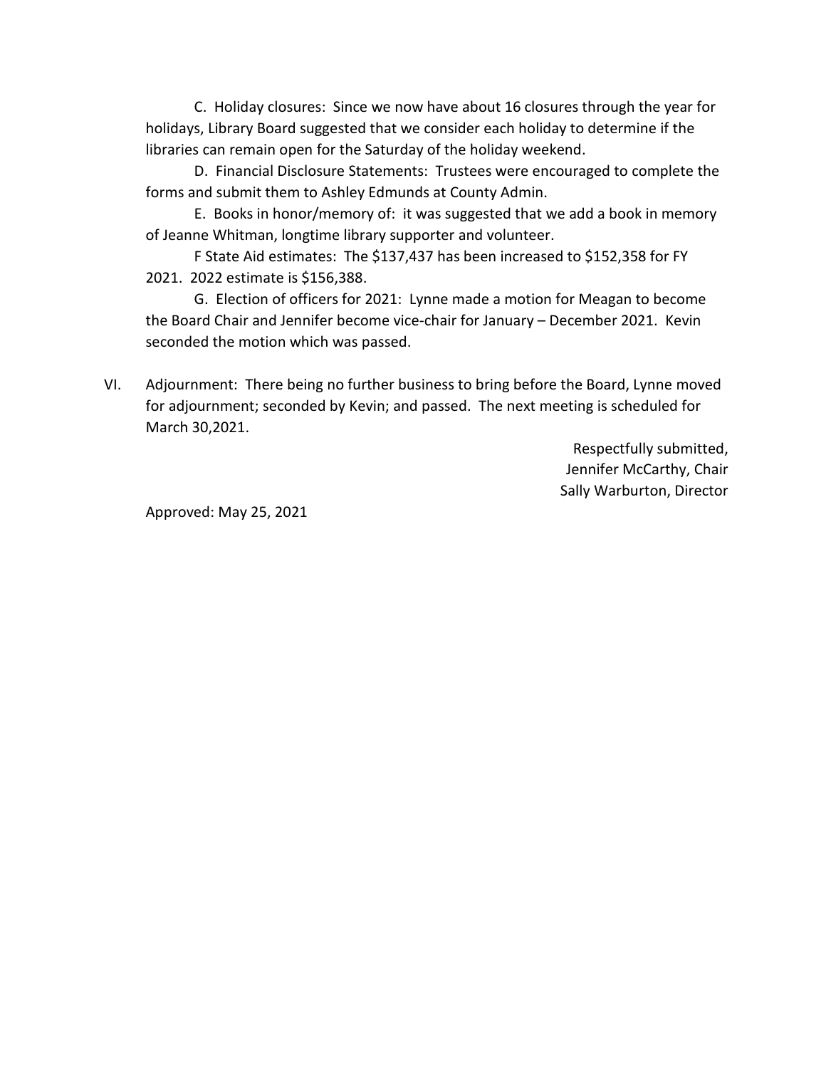C. Holiday closures: Since we now have about 16 closures through the year for holidays, Library Board suggested that we consider each holiday to determine if the libraries can remain open for the Saturday of the holiday weekend.

D. Financial Disclosure Statements: Trustees were encouraged to complete the forms and submit them to Ashley Edmunds at County Admin.

E. Books in honor/memory of: it was suggested that we add a book in memory of Jeanne Whitman, longtime library supporter and volunteer.

F State Aid estimates: The $137,437 has been increased to $152,358 for FY 2021. 2022 estimate is $156,388.

G. Election of officers for 2021: Lynne made a motion for Meagan to become the Board Chair and Jennifer become vice-chair for January – December 2021. Kevin seconded the motion which was passed.

VI. Adjournment: There being no further business to bring before the Board, Lynne moved for adjournment; seconded by Kevin; and passed. The next meeting is scheduled for March 30,2021.

Respectfully submitted,
Jennifer McCarthy, Chair
Sally Warburton, Director

Approved: May 25, 2021